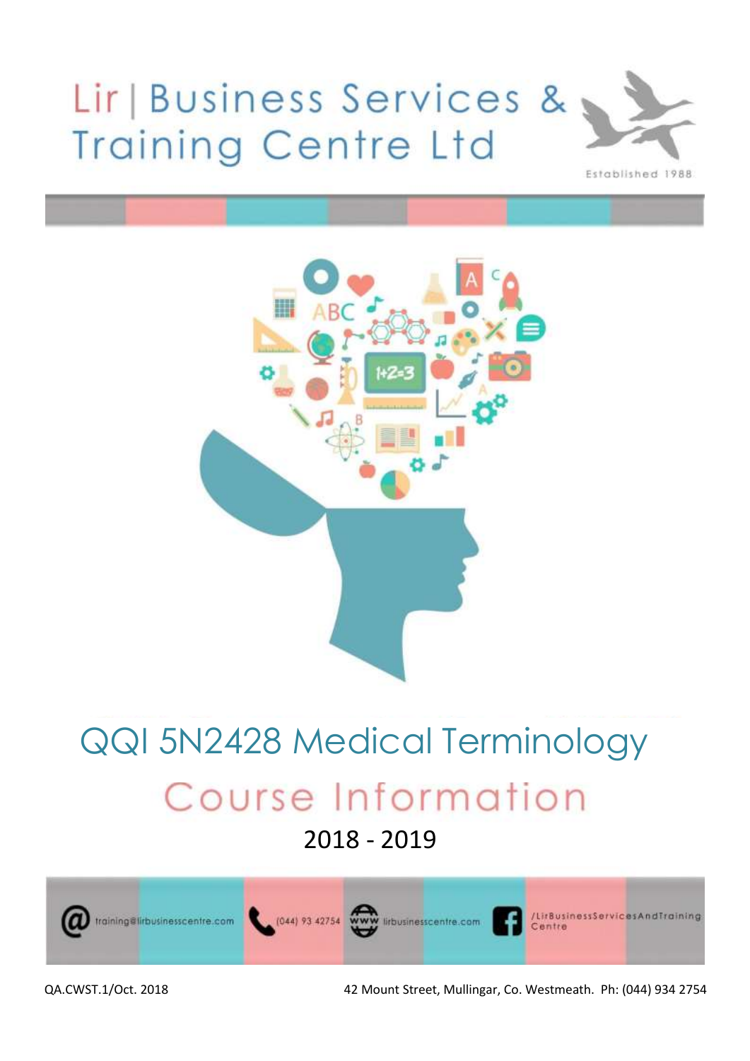# Lir | Business Services & Training Centre Ltd

Established 1988

# QQI 5N2428 Medical Terminology

## Course Information

2018 - 2019

training@lirbusinesscentre.com | (044) 93 42754 | lirbusinesscentre.com | /LirBusinessServicesAndTraining Centre

QA.CWST.1/Oct. 2018

42 Mount Street, Mullingar, Co. Westmeath. Ph: (044) 934 2754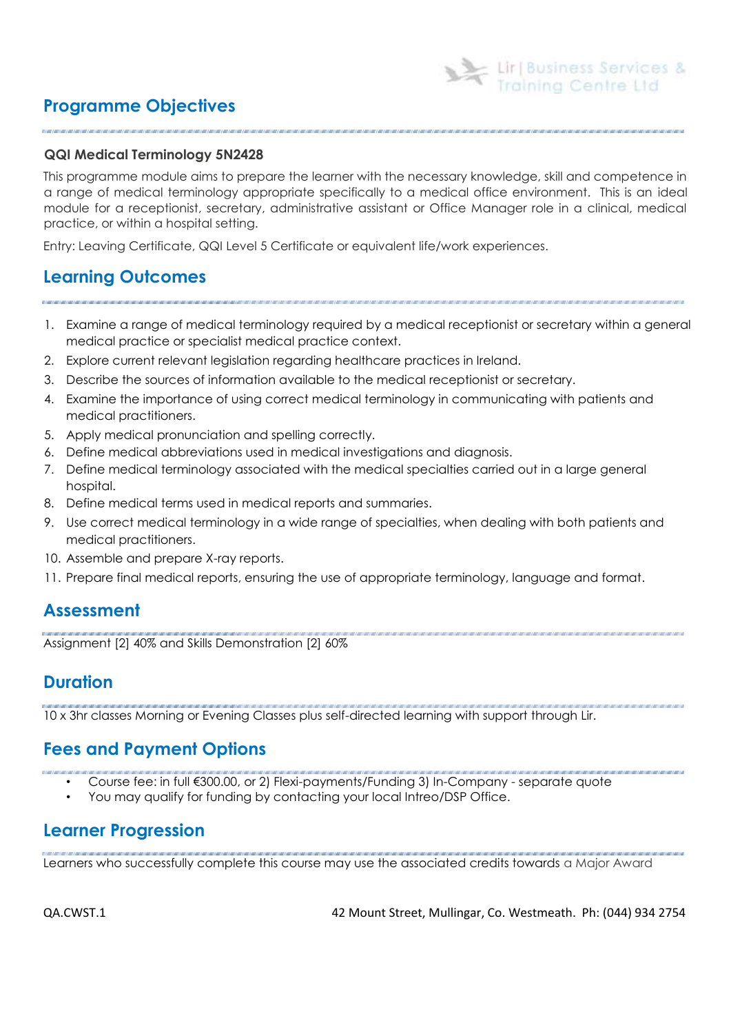## Programme Objectives

**QQI Medical Terminology 5N2428**

This programme module aims to prepare the learner with the necessary knowledge, skill and competence in a range of medical terminology appropriate specifically to a medical office environment. This is an ideal module for a receptionist, secretary, administrative assistant or Office Manager role in a clinical, medical practice, or within a hospital setting.

Entry: Leaving Certificate, QQI Level 5 Certificate or equivalent life/work experiences.

## Learning Outcomes

1. Examine a range of medical terminology required by a medical receptionist or secretary within a general medical practice or specialist medical practice context.
2. Explore current relevant legislation regarding healthcare practices in Ireland.
3. Describe the sources of information available to the medical receptionist or secretary.
4. Examine the importance of using correct medical terminology in communicating with patients and medical practitioners.
5. Apply medical pronunciation and spelling correctly.
6. Define medical abbreviations used in medical investigations and diagnosis.
7. Define medical terminology associated with the medical specialties carried out in a large general hospital.
8. Define medical terms used in medical reports and summaries.
9. Use correct medical terminology in a wide range of specialties, when dealing with both patients and medical practitioners.
10. Assemble and prepare X-ray reports.
11. Prepare final medical reports, ensuring the use of appropriate terminology, language and format.

## Assessment

Assignment [2] 40% and Skills Demonstration [2] 60%

## Duration

10 x 3hr classes Morning or Evening Classes plus self-directed learning with support through Lir.

## Fees and Payment Options

- Course fee: in full €300.00, or 2) Flexi-payments/Funding 3) In-Company - separate quote
- You may qualify for funding by contacting your local Intreo/DSP Office.

## Learner Progression

Learners who successfully complete this course may use the associated credits towards a Major Award

QA.CWST.1 42 Mount Street, Mullingar, Co. Westmeath. Ph: (044) 934 2754